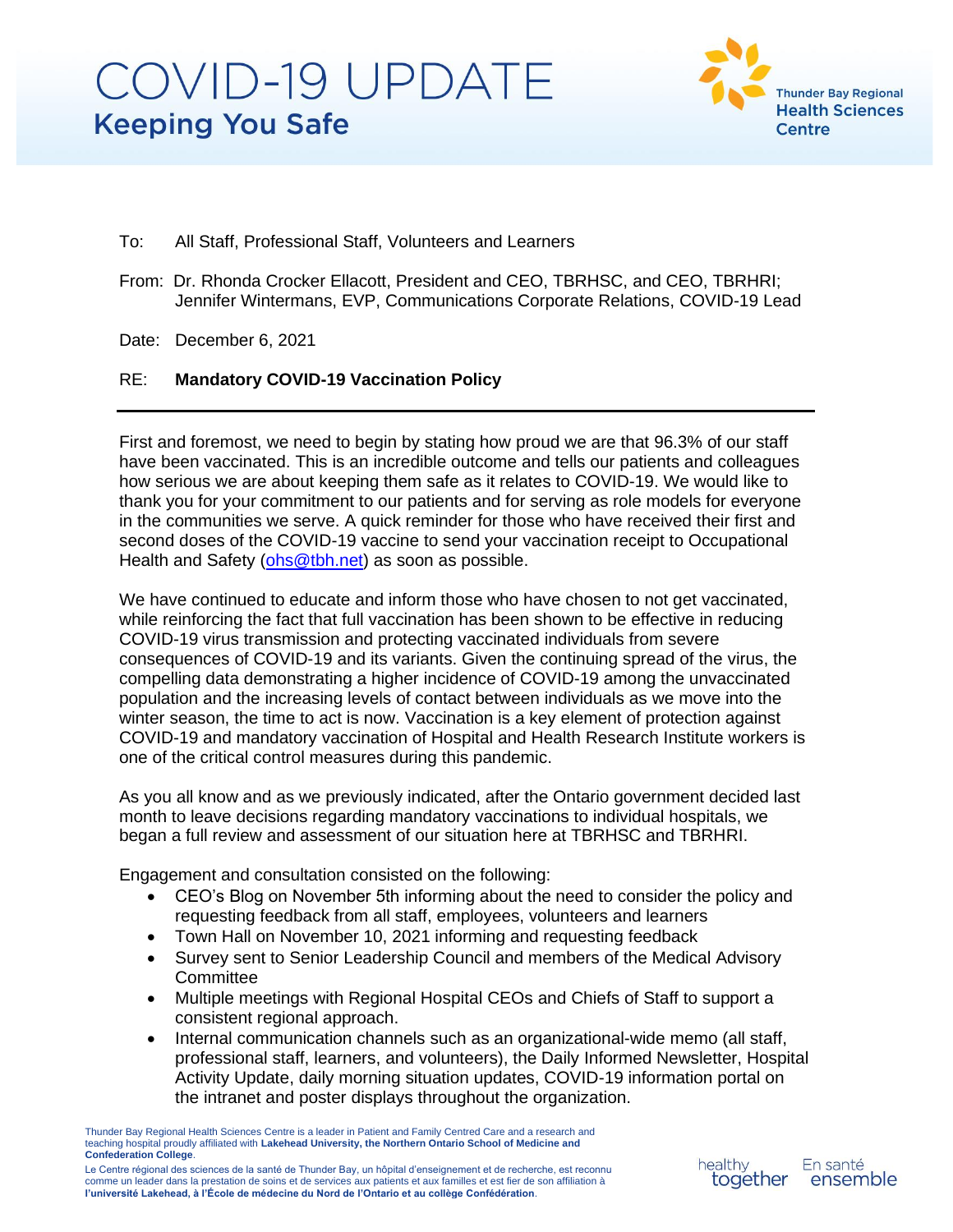# COVID-19 UPDATE
## Keeping You Safe

Thunder Bay Regional Health Sciences Centre

To: All Staff, Professional Staff, Volunteers and Learners

From: Dr. Rhonda Crocker Ellacott, President and CEO, TBRHSC, and CEO, TBRHRI; Jennifer Wintermans, EVP, Communications Corporate Relations, COVID-19 Lead

Date: December 6, 2021

RE: **Mandatory COVID-19 Vaccination Policy**

---

First and foremost, we need to begin by stating how proud we are that 96.3% of our staff have been vaccinated. This is an incredible outcome and tells our patients and colleagues how serious we are about keeping them safe as it relates to COVID-19. We would like to thank you for your commitment to our patients and for serving as role models for everyone in the communities we serve. A quick reminder for those who have received their first and second doses of the COVID-19 vaccine to send your vaccination receipt to Occupational Health and Safety (ohs@tbh.net) as soon as possible.

We have continued to educate and inform those who have chosen to not get vaccinated, while reinforcing the fact that full vaccination has been shown to be effective in reducing COVID-19 virus transmission and protecting vaccinated individuals from severe consequences of COVID-19 and its variants. Given the continuing spread of the virus, the compelling data demonstrating a higher incidence of COVID-19 among the unvaccinated population and the increasing levels of contact between individuals as we move into the winter season, the time to act is now. Vaccination is a key element of protection against COVID-19 and mandatory vaccination of Hospital and Health Research Institute workers is one of the critical control measures during this pandemic.

As you all know and as we previously indicated, after the Ontario government decided last month to leave decisions regarding mandatory vaccinations to individual hospitals, we began a full review and assessment of our situation here at TBRHSC and TBRHRI.

Engagement and consultation consisted on the following:

- CEO's Blog on November 5th informing about the need to consider the policy and requesting feedback from all staff, employees, volunteers and learners
- Town Hall on November 10, 2021 informing and requesting feedback
- Survey sent to Senior Leadership Council and members of the Medical Advisory Committee
- Multiple meetings with Regional Hospital CEOs and Chiefs of Staff to support a consistent regional approach.
- Internal communication channels such as an organizational-wide memo (all staff, professional staff, learners, and volunteers), the Daily Informed Newsletter, Hospital Activity Update, daily morning situation updates, COVID-19 information portal on the intranet and poster displays throughout the organization.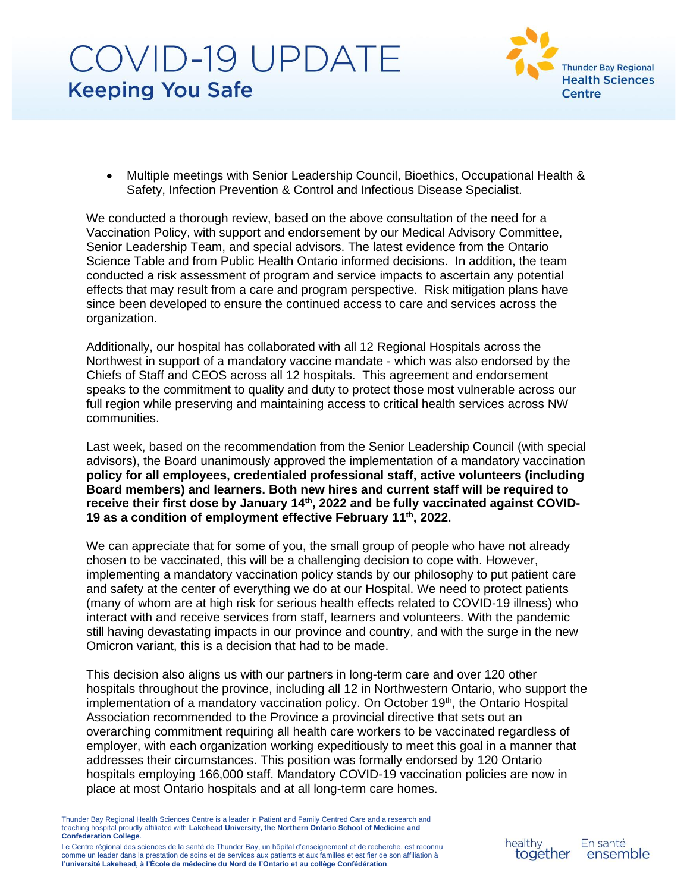- Multiple meetings with Senior Leadership Council, Bioethics, Occupational Health & Safety, Infection Prevention & Control and Infectious Disease Specialist.

We conducted a thorough review, based on the above consultation of the need for a Vaccination Policy, with support and endorsement by our Medical Advisory Committee, Senior Leadership Team, and special advisors. The latest evidence from the Ontario Science Table and from Public Health Ontario informed decisions. In addition, the team conducted a risk assessment of program and service impacts to ascertain any potential effects that may result from a care and program perspective. Risk mitigation plans have since been developed to ensure the continued access to care and services across the organization.

Additionally, our hospital has collaborated with all 12 Regional Hospitals across the Northwest in support of a mandatory vaccine mandate - which was also endorsed by the Chiefs of Staff and CEOS across all 12 hospitals. This agreement and endorsement speaks to the commitment to quality and duty to protect those most vulnerable across our full region while preserving and maintaining access to critical health services across NW communities.

Last week, based on the recommendation from the Senior Leadership Council (with special advisors), the Board unanimously approved the implementation of a mandatory vaccination **policy for all employees, credentialed professional staff, active volunteers (including Board members) and learners. Both new hires and current staff will be required to receive their first dose by January 14th, 2022 and be fully vaccinated against COVID-19 as a condition of employment effective February 11th, 2022.**

We can appreciate that for some of you, the small group of people who have not already chosen to be vaccinated, this will be a challenging decision to cope with. However, implementing a mandatory vaccination policy stands by our philosophy to put patient care and safety at the center of everything we do at our Hospital. We need to protect patients (many of whom are at high risk for serious health effects related to COVID-19 illness) who interact with and receive services from staff, learners and volunteers. With the pandemic still having devastating impacts in our province and country, and with the surge in the new Omicron variant, this is a decision that had to be made.

This decision also aligns us with our partners in long-term care and over 120 other hospitals throughout the province, including all 12 in Northwestern Ontario, who support the implementation of a mandatory vaccination policy. On October 19th, the Ontario Hospital Association recommended to the Province a provincial directive that sets out an overarching commitment requiring all health care workers to be vaccinated regardless of employer, with each organization working expeditiously to meet this goal in a manner that addresses their circumstances. This position was formally endorsed by 120 Ontario hospitals employing 166,000 staff. Mandatory COVID-19 vaccination policies are now in place at most Ontario hospitals and at all long-term care homes.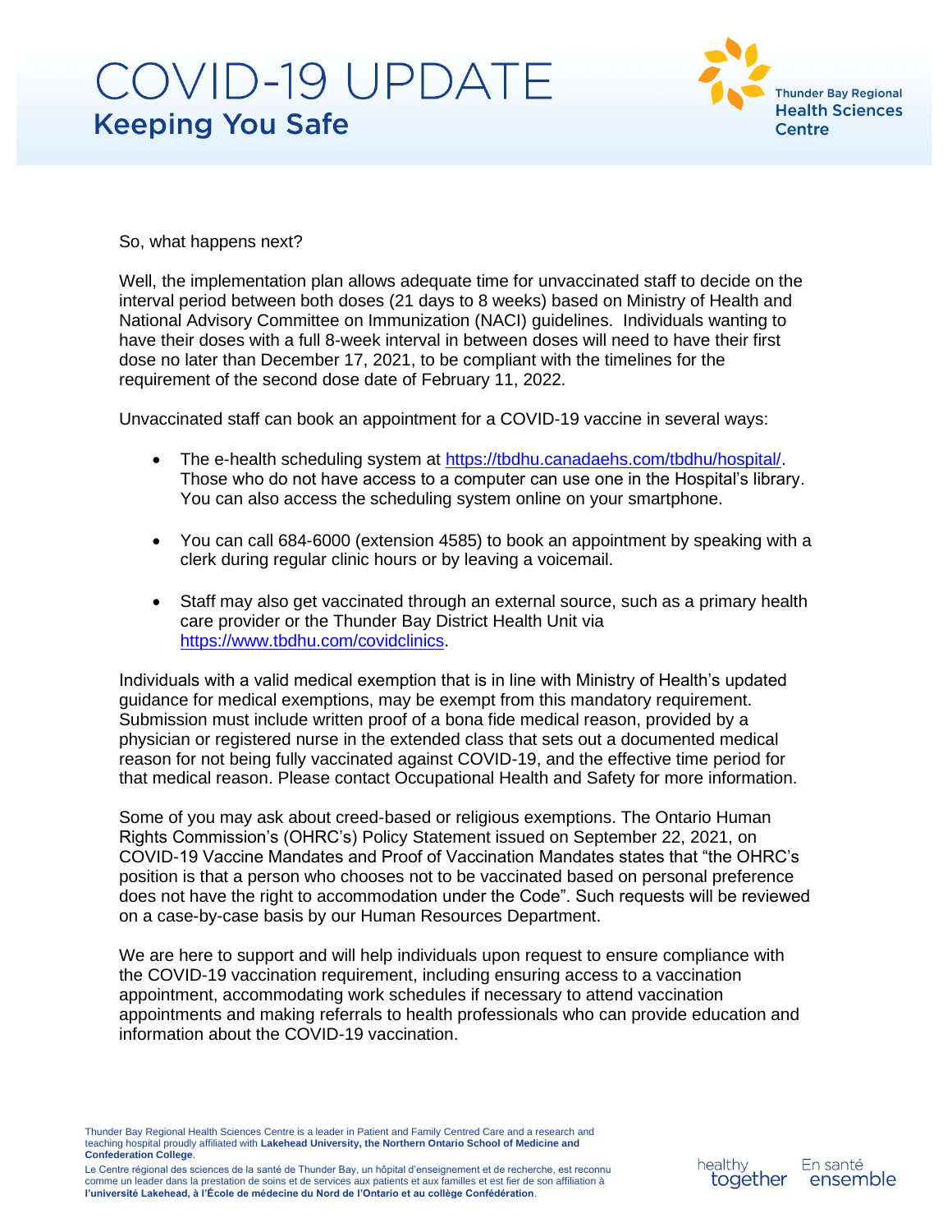So, what happens next?

Well, the implementation plan allows adequate time for unvaccinated staff to decide on the interval period between both doses (21 days to 8 weeks) based on Ministry of Health and National Advisory Committee on Immunization (NACI) guidelines. Individuals wanting to have their doses with a full 8-week interval in between doses will need to have their first dose no later than December 17, 2021, to be compliant with the timelines for the requirement of the second dose date of February 11, 2022.

Unvaccinated staff can book an appointment for a COVID-19 vaccine in several ways:

- The e-health scheduling system at https://tbdhu.canadaehs.com/tbdhu/hospital/. Those who do not have access to a computer can use one in the Hospital's library. You can also access the scheduling system online on your smartphone.
- You can call 684-6000 (extension 4585) to book an appointment by speaking with a clerk during regular clinic hours or by leaving a voicemail.
- Staff may also get vaccinated through an external source, such as a primary health care provider or the Thunder Bay District Health Unit via https://www.tbdhu.com/covidclinics.

Individuals with a valid medical exemption that is in line with Ministry of Health's updated guidance for medical exemptions, may be exempt from this mandatory requirement. Submission must include written proof of a bona fide medical reason, provided by a physician or registered nurse in the extended class that sets out a documented medical reason for not being fully vaccinated against COVID-19, and the effective time period for that medical reason. Please contact Occupational Health and Safety for more information.

Some of you may ask about creed-based or religious exemptions. The Ontario Human Rights Commission's (OHRC's) Policy Statement issued on September 22, 2021, on COVID-19 Vaccine Mandates and Proof of Vaccination Mandates states that "the OHRC's position is that a person who chooses not to be vaccinated based on personal preference does not have the right to accommodation under the Code". Such requests will be reviewed on a case-by-case basis by our Human Resources Department.

We are here to support and will help individuals upon request to ensure compliance with the COVID-19 vaccination requirement, including ensuring access to a vaccination appointment, accommodating work schedules if necessary to attend vaccination appointments and making referrals to health professionals who can provide education and information about the COVID-19 vaccination.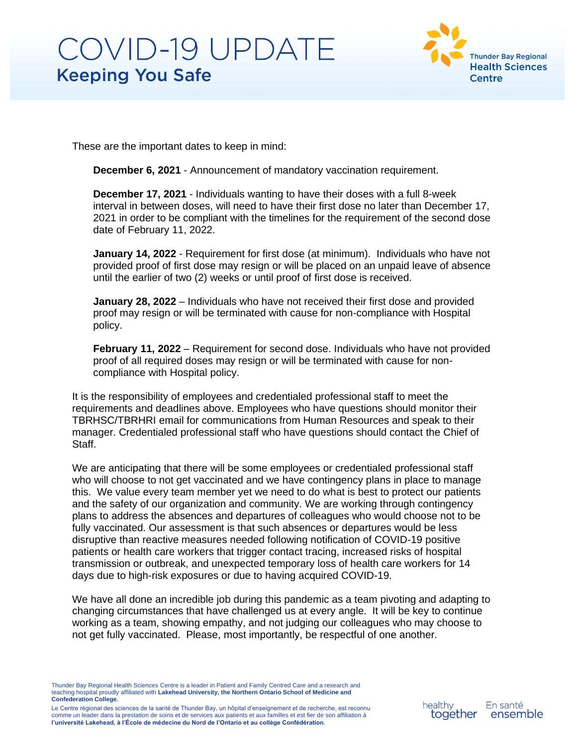These are the important dates to keep in mind:

**December 6, 2021** - Announcement of mandatory vaccination requirement.

**December 17, 2021** - Individuals wanting to have their doses with a full 8-week interval in between doses, will need to have their first dose no later than December 17, 2021 in order to be compliant with the timelines for the requirement of the second dose date of February 11, 2022.

**January 14, 2022** - Requirement for first dose (at minimum). Individuals who have not provided proof of first dose may resign or will be placed on an unpaid leave of absence until the earlier of two (2) weeks or until proof of first dose is received.

**January 28, 2022** – Individuals who have not received their first dose and provided proof may resign or will be terminated with cause for non-compliance with Hospital policy.

**February 11, 2022** – Requirement for second dose. Individuals who have not provided proof of all required doses may resign or will be terminated with cause for non-compliance with Hospital policy.

It is the responsibility of employees and credentialed professional staff to meet the requirements and deadlines above. Employees who have questions should monitor their TBRHSC/TBRHRI email for communications from Human Resources and speak to their manager. Credentialed professional staff who have questions should contact the Chief of Staff.

We are anticipating that there will be some employees or credentialed professional staff who will choose to not get vaccinated and we have contingency plans in place to manage this. We value every team member yet we need to do what is best to protect our patients and the safety of our organization and community. We are working through contingency plans to address the absences and departures of colleagues who would choose not to be fully vaccinated. Our assessment is that such absences or departures would be less disruptive than reactive measures needed following notification of COVID-19 positive patients or health care workers that trigger contact tracing, increased risks of hospital transmission or outbreak, and unexpected temporary loss of health care workers for 14 days due to high-risk exposures or due to having acquired COVID-19.

We have all done an incredible job during this pandemic as a team pivoting and adapting to changing circumstances that have challenged us at every angle. It will be key to continue working as a team, showing empathy, and not judging our colleagues who may choose to not get fully vaccinated. Please, most importantly, be respectful of one another.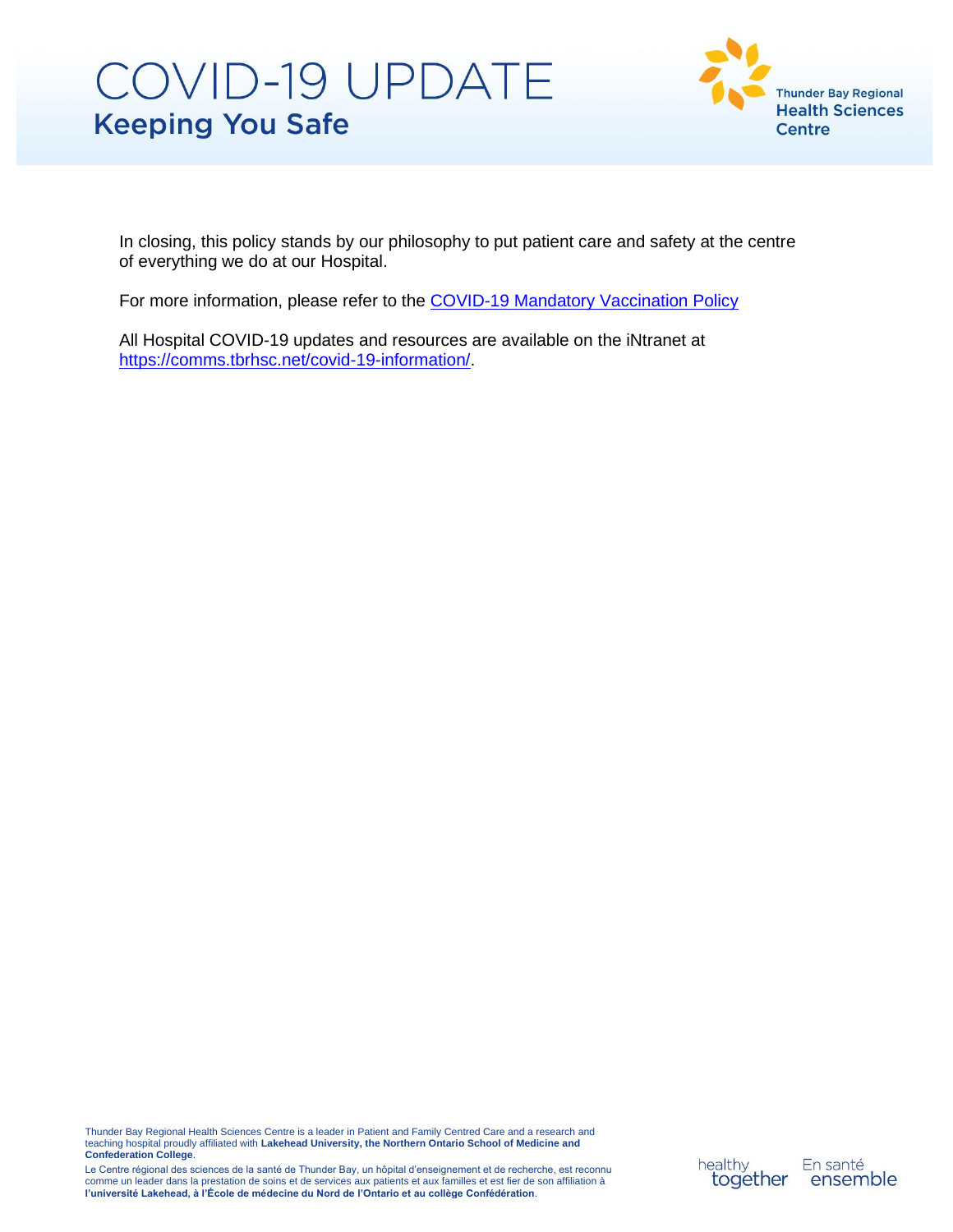In closing, this policy stands by our philosophy to put patient care and safety at the centre of everything we do at our Hospital.

For more information, please refer to the [COVID-19 Mandatory Vaccination Policy]

All Hospital COVID-19 updates and resources are available on the iNtranet at https://comms.tbrhsc.net/covid-19-information/.